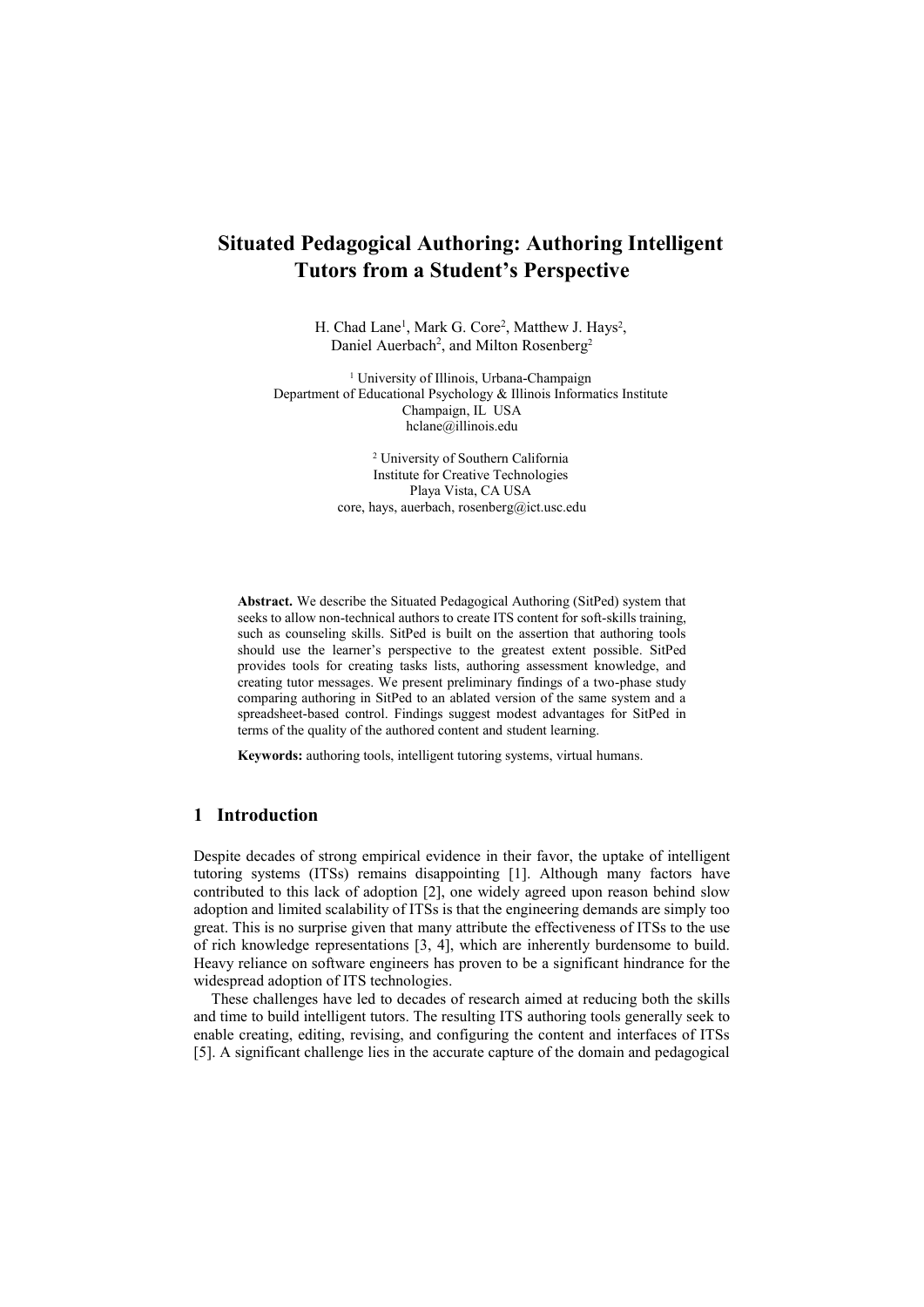# Situated Pedagogical Authoring: Authoring Intelligent Tutors from a Student's Perspective

H. Chad Lane[1], Mark G. Core[2], Matthew J. Hays[2], Daniel Auerbach[2], and Milton Rosenberg[2]

[1] University of Illinois, Urbana-Champaign
Department of Educational Psychology & Illinois Informatics Institute
Champaign, IL USA
hclane@illinois.edu

[2] University of Southern California
Institute for Creative Technologies
Playa Vista, CA USA
core, hays, auerbach, rosenberg@ict.usc.edu

**Abstract.** We describe the Situated Pedagogical Authoring (SitPed) system that seeks to allow non-technical authors to create ITS content for soft-skills training, such as counseling skills. SitPed is built on the assertion that authoring tools should use the learner's perspective to the greatest extent possible. SitPed provides tools for creating tasks lists, authoring assessment knowledge, and creating tutor messages. We present preliminary findings of a two-phase study comparing authoring in SitPed to an ablated version of the same system and a spreadsheet-based control. Findings suggest modest advantages for SitPed in terms of the quality of the authored content and student learning.

**Keywords:** authoring tools, intelligent tutoring systems, virtual humans.

## 1 Introduction

Despite decades of strong empirical evidence in their favor, the uptake of intelligent tutoring systems (ITSs) remains disappointing [1]. Although many factors have contributed to this lack of adoption [2], one widely agreed upon reason behind slow adoption and limited scalability of ITSs is that the engineering demands are simply too great. This is no surprise given that many attribute the effectiveness of ITSs to the use of rich knowledge representations [3, 4], which are inherently burdensome to build. Heavy reliance on software engineers has proven to be a significant hindrance for the widespread adoption of ITS technologies.

These challenges have led to decades of research aimed at reducing both the skills and time to build intelligent tutors. The resulting ITS authoring tools generally seek to enable creating, editing, revising, and configuring the content and interfaces of ITSs [5]. A significant challenge lies in the accurate capture of the domain and pedagogical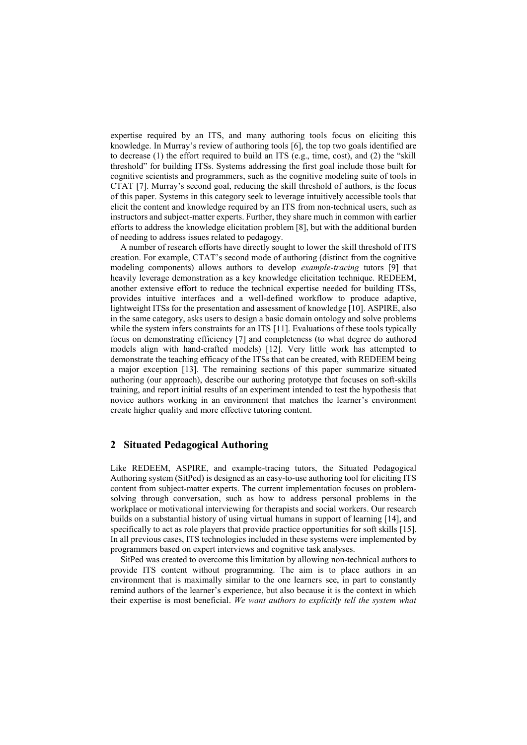expertise required by an ITS, and many authoring tools focus on eliciting this knowledge. In Murray's review of authoring tools [6], the top two goals identified are to decrease (1) the effort required to build an ITS (e.g., time, cost), and (2) the "skill threshold" for building ITSs. Systems addressing the first goal include those built for cognitive scientists and programmers, such as the cognitive modeling suite of tools in CTAT [7]. Murray's second goal, reducing the skill threshold of authors, is the focus of this paper. Systems in this category seek to leverage intuitively accessible tools that elicit the content and knowledge required by an ITS from non-technical users, such as instructors and subject-matter experts. Further, they share much in common with earlier efforts to address the knowledge elicitation problem [8], but with the additional burden of needing to address issues related to pedagogy.

A number of research efforts have directly sought to lower the skill threshold of ITS creation. For example, CTAT's second mode of authoring (distinct from the cognitive modeling components) allows authors to develop *example-tracing* tutors [9] that heavily leverage demonstration as a key knowledge elicitation technique. REDEEM, another extensive effort to reduce the technical expertise needed for building ITSs, provides intuitive interfaces and a well-defined workflow to produce adaptive, lightweight ITSs for the presentation and assessment of knowledge [10]. ASPIRE, also in the same category, asks users to design a basic domain ontology and solve problems while the system infers constraints for an ITS [11]. Evaluations of these tools typically focus on demonstrating efficiency [7] and completeness (to what degree do authored models align with hand-crafted models) [12]. Very little work has attempted to demonstrate the teaching efficacy of the ITSs that can be created, with REDEEM being a major exception [13]. The remaining sections of this paper summarize situated authoring (our approach), describe our authoring prototype that focuses on soft-skills training, and report initial results of an experiment intended to test the hypothesis that novice authors working in an environment that matches the learner's environment create higher quality and more effective tutoring content.

## 2 Situated Pedagogical Authoring

Like REDEEM, ASPIRE, and example-tracing tutors, the Situated Pedagogical Authoring system (SitPed) is designed as an easy-to-use authoring tool for eliciting ITS content from subject-matter experts. The current implementation focuses on problem-solving through conversation, such as how to address personal problems in the workplace or motivational interviewing for therapists and social workers. Our research builds on a substantial history of using virtual humans in support of learning [14], and specifically to act as role players that provide practice opportunities for soft skills [15]. In all previous cases, ITS technologies included in these systems were implemented by programmers based on expert interviews and cognitive task analyses.

SitPed was created to overcome this limitation by allowing non-technical authors to provide ITS content without programming. The aim is to place authors in an environment that is maximally similar to the one learners see, in part to constantly remind authors of the learner's experience, but also because it is the context in which their expertise is most beneficial. *We want authors to explicitly tell the system what*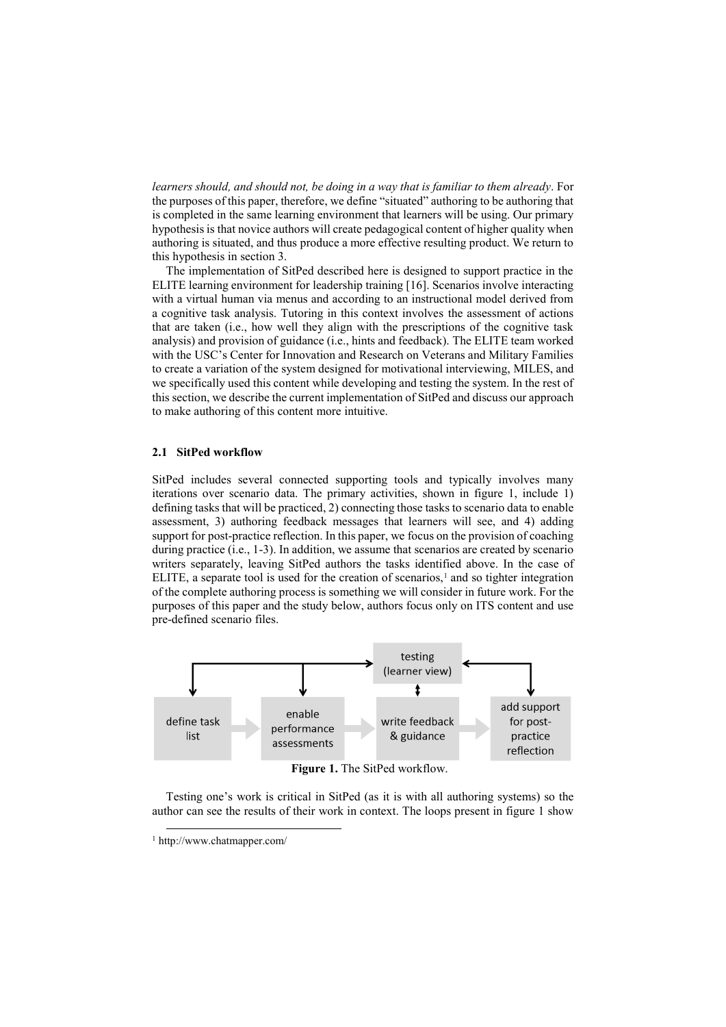*learners should, and should not, be doing in a way that is familiar to them already*. For the purposes of this paper, therefore, we define "situated" authoring to be authoring that is completed in the same learning environment that learners will be using. Our primary hypothesis is that novice authors will create pedagogical content of higher quality when authoring is situated, and thus produce a more effective resulting product. We return to this hypothesis in section 3.

The implementation of SitPed described here is designed to support practice in the ELITE learning environment for leadership training [16]. Scenarios involve interacting with a virtual human via menus and according to an instructional model derived from a cognitive task analysis. Tutoring in this context involves the assessment of actions that are taken (i.e., how well they align with the prescriptions of the cognitive task analysis) and provision of guidance (i.e., hints and feedback). The ELITE team worked with the USC's Center for Innovation and Research on Veterans and Military Families to create a variation of the system designed for motivational interviewing, MILES, and we specifically used this content while developing and testing the system. In the rest of this section, we describe the current implementation of SitPed and discuss our approach to make authoring of this content more intuitive.

### 2.1 SitPed workflow

SitPed includes several connected supporting tools and typically involves many iterations over scenario data. The primary activities, shown in figure 1, include 1) defining tasks that will be practiced, 2) connecting those tasks to scenario data to enable assessment, 3) authoring feedback messages that learners will see, and 4) adding support for post-practice reflection. In this paper, we focus on the provision of coaching during practice (i.e., 1-3). In addition, we assume that scenarios are created by scenario writers separately, leaving SitPed authors the tasks identified above. In the case of ELITE, a separate tool is used for the creation of scenarios,[1] and so tighter integration of the complete authoring process is something we will consider in future work. For the purposes of this paper and the study below, authors focus only on ITS content and use pre-defined scenario files.

**Figure 1.** The SitPed workflow.

Testing one's work is critical in SitPed (as it is with all authoring systems) so the author can see the results of their work in context. The loops present in figure 1 show

[1] http://www.chatmapper.com/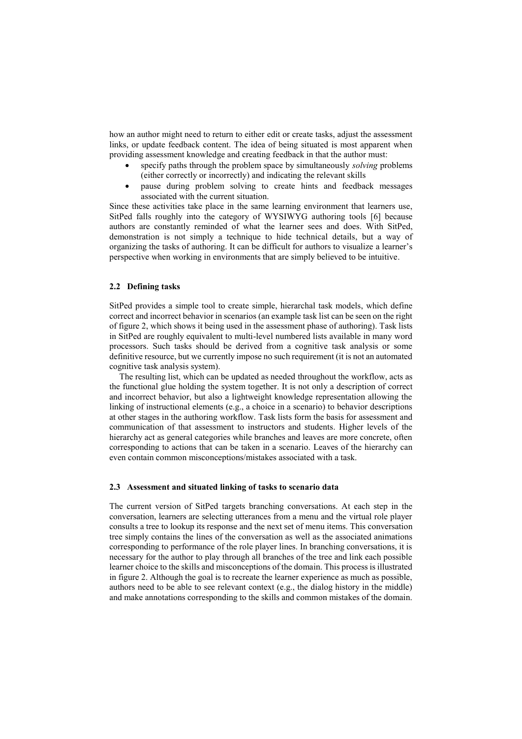how an author might need to return to either edit or create tasks, adjust the assessment links, or update feedback content. The idea of being situated is most apparent when providing assessment knowledge and creating feedback in that the author must:

- specify paths through the problem space by simultaneously *solving* problems (either correctly or incorrectly) and indicating the relevant skills
- pause during problem solving to create hints and feedback messages associated with the current situation.

Since these activities take place in the same learning environment that learners use, SitPed falls roughly into the category of WYSIWYG authoring tools [6] because authors are constantly reminded of what the learner sees and does. With SitPed, demonstration is not simply a technique to hide technical details, but a way of organizing the tasks of authoring. It can be difficult for authors to visualize a learner's perspective when working in environments that are simply believed to be intuitive.

### 2.2 Defining tasks

SitPed provides a simple tool to create simple, hierarchal task models, which define correct and incorrect behavior in scenarios (an example task list can be seen on the right of figure 2, which shows it being used in the assessment phase of authoring). Task lists in SitPed are roughly equivalent to multi-level numbered lists available in many word processors. Such tasks should be derived from a cognitive task analysis or some definitive resource, but we currently impose no such requirement (it is not an automated cognitive task analysis system).

The resulting list, which can be updated as needed throughout the workflow, acts as the functional glue holding the system together. It is not only a description of correct and incorrect behavior, but also a lightweight knowledge representation allowing the linking of instructional elements (e.g., a choice in a scenario) to behavior descriptions at other stages in the authoring workflow. Task lists form the basis for assessment and communication of that assessment to instructors and students. Higher levels of the hierarchy act as general categories while branches and leaves are more concrete, often corresponding to actions that can be taken in a scenario. Leaves of the hierarchy can even contain common misconceptions/mistakes associated with a task.

### 2.3 Assessment and situated linking of tasks to scenario data

The current version of SitPed targets branching conversations. At each step in the conversation, learners are selecting utterances from a menu and the virtual role player consults a tree to lookup its response and the next set of menu items. This conversation tree simply contains the lines of the conversation as well as the associated animations corresponding to performance of the role player lines. In branching conversations, it is necessary for the author to play through all branches of the tree and link each possible learner choice to the skills and misconceptions of the domain. This process is illustrated in figure 2. Although the goal is to recreate the learner experience as much as possible, authors need to be able to see relevant context (e.g., the dialog history in the middle) and make annotations corresponding to the skills and common mistakes of the domain.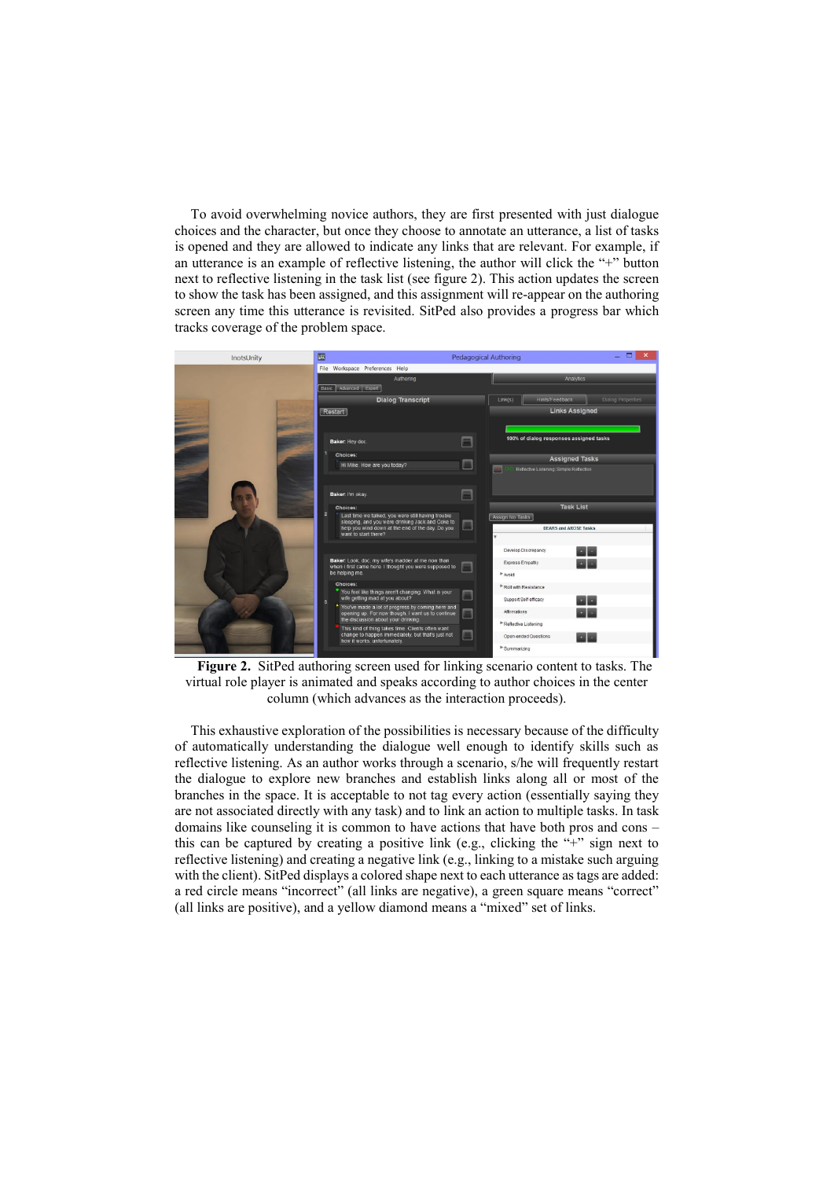To avoid overwhelming novice authors, they are first presented with just dialogue choices and the character, but once they choose to annotate an utterance, a list of tasks is opened and they are allowed to indicate any links that are relevant. For example, if an utterance is an example of reflective listening, the author will click the "+" button next to reflective listening in the task list (see figure 2). This action updates the screen to show the task has been assigned, and this assignment will re-appear on the authoring screen any time this utterance is revisited. SitPed also provides a progress bar which tracks coverage of the problem space.

**Figure 2.** SitPed authoring screen used for linking scenario content to tasks. The virtual role player is animated and speaks according to author choices in the center column (which advances as the interaction proceeds).

This exhaustive exploration of the possibilities is necessary because of the difficulty of automatically understanding the dialogue well enough to identify skills such as reflective listening. As an author works through a scenario, s/he will frequently restart the dialogue to explore new branches and establish links along all or most of the branches in the space. It is acceptable to not tag every action (essentially saying they are not associated directly with any task) and to link an action to multiple tasks. In task domains like counseling it is common to have actions that have both pros and cons – this can be captured by creating a positive link (e.g., clicking the "+" sign next to reflective listening) and creating a negative link (e.g., linking to a mistake such arguing with the client). SitPed displays a colored shape next to each utterance as tags are added: a red circle means "incorrect" (all links are negative), a green square means "correct" (all links are positive), and a yellow diamond means a "mixed" set of links.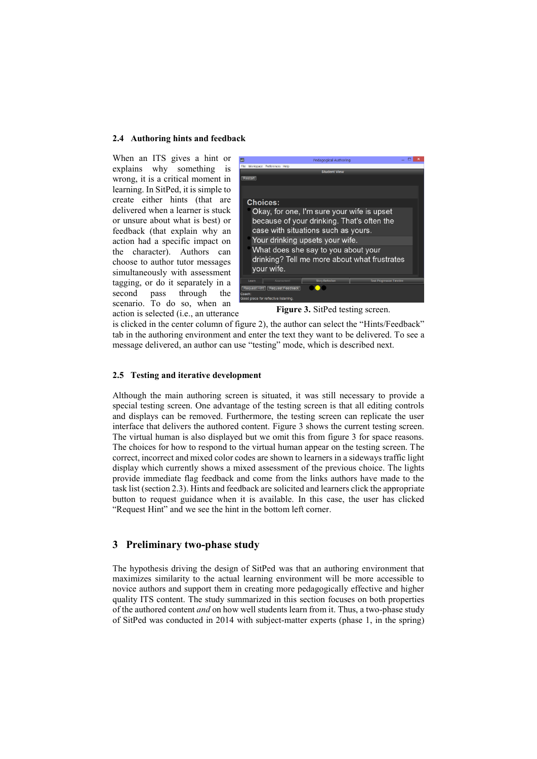### 2.4 Authoring hints and feedback

When an ITS gives a hint or explains why something is wrong, it is a critical moment in learning. In SitPed, it is simple to create either hints (that are delivered when a learner is stuck or unsure about what is best) or feedback (that explain why an action had a specific impact on the character). Authors can choose to author tutor messages simultaneously with assessment tagging, or do it separately in a second pass through the scenario. To do so, when an action is selected (i.e., an utterance is clicked in the center column of figure 2), the author can select the "Hints/Feedback" tab in the authoring environment and enter the text they want to be delivered. To see a message delivered, an author can use "testing" mode, which is described next.

**Figure 3.** SitPed testing screen.

### 2.5 Testing and iterative development

Although the main authoring screen is situated, it was still necessary to provide a special testing screen. One advantage of the testing screen is that all editing controls and displays can be removed. Furthermore, the testing screen can replicate the user interface that delivers the authored content. Figure 3 shows the current testing screen. The virtual human is also displayed but we omit this from figure 3 for space reasons. The choices for how to respond to the virtual human appear on the testing screen. The correct, incorrect and mixed color codes are shown to learners in a sideways traffic light display which currently shows a mixed assessment of the previous choice. The lights provide immediate flag feedback and come from the links authors have made to the task list (section 2.3). Hints and feedback are solicited and learners click the appropriate button to request guidance when it is available. In this case, the user has clicked "Request Hint" and we see the hint in the bottom left corner.

## 3 Preliminary two-phase study

The hypothesis driving the design of SitPed was that an authoring environment that maximizes similarity to the actual learning environment will be more accessible to novice authors and support them in creating more pedagogically effective and higher quality ITS content. The study summarized in this section focuses on both properties of the authored content *and* on how well students learn from it. Thus, a two-phase study of SitPed was conducted in 2014 with subject-matter experts (phase 1, in the spring)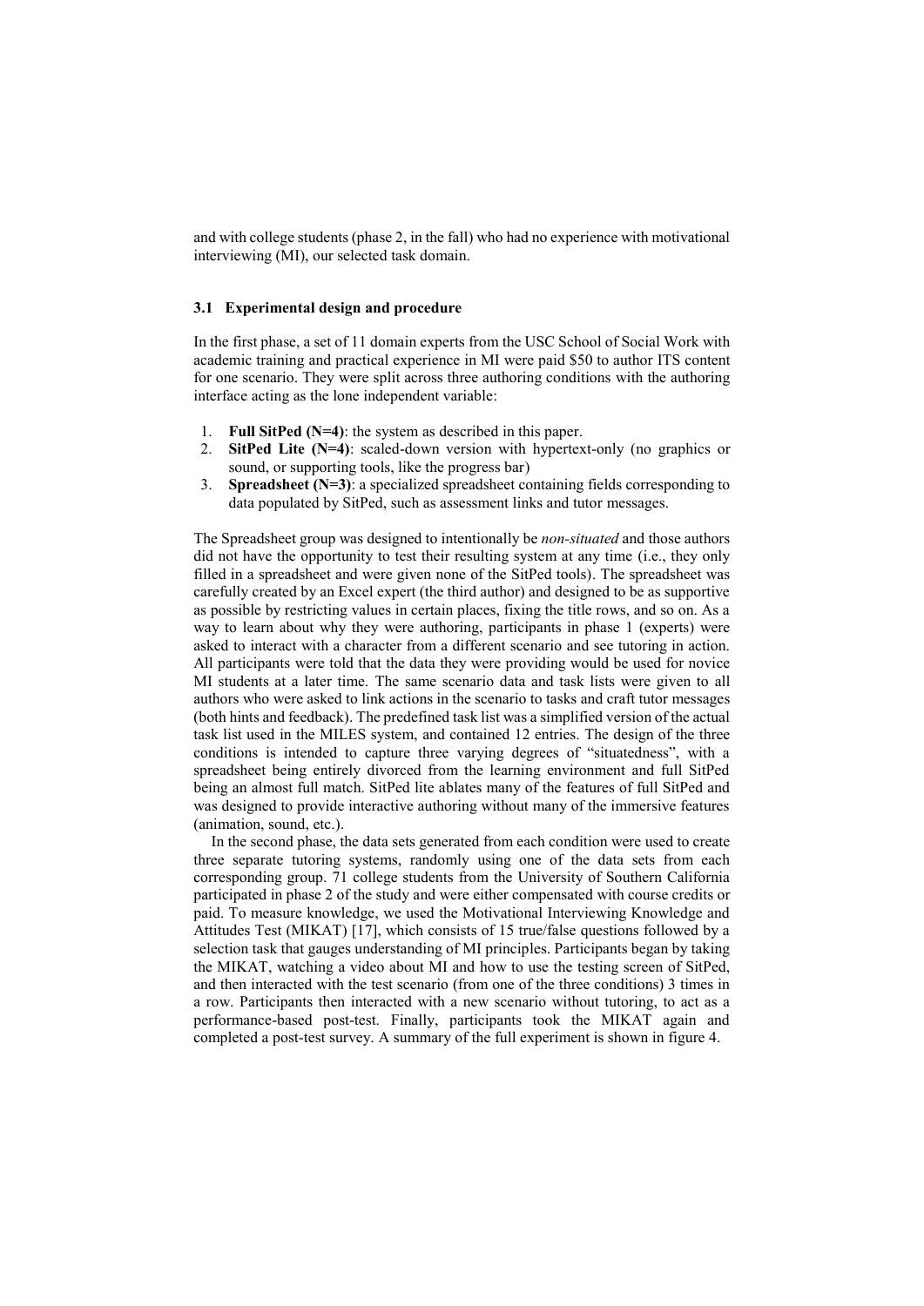and with college students (phase 2, in the fall) who had no experience with motivational interviewing (MI), our selected task domain.

### 3.1 Experimental design and procedure

In the first phase, a set of 11 domain experts from the USC School of Social Work with academic training and practical experience in MI were paid $50 to author ITS content for one scenario. They were split across three authoring conditions with the authoring interface acting as the lone independent variable:

1. **Full SitPed (N=4)**: the system as described in this paper.
2. **SitPed Lite (N=4)**: scaled-down version with hypertext-only (no graphics or sound, or supporting tools, like the progress bar)
3. **Spreadsheet (N=3)**: a specialized spreadsheet containing fields corresponding to data populated by SitPed, such as assessment links and tutor messages.

The Spreadsheet group was designed to intentionally be *non-situated* and those authors did not have the opportunity to test their resulting system at any time (i.e., they only filled in a spreadsheet and were given none of the SitPed tools). The spreadsheet was carefully created by an Excel expert (the third author) and designed to be as supportive as possible by restricting values in certain places, fixing the title rows, and so on. As a way to learn about why they were authoring, participants in phase 1 (experts) were asked to interact with a character from a different scenario and see tutoring in action. All participants were told that the data they were providing would be used for novice MI students at a later time. The same scenario data and task lists were given to all authors who were asked to link actions in the scenario to tasks and craft tutor messages (both hints and feedback). The predefined task list was a simplified version of the actual task list used in the MILES system, and contained 12 entries. The design of the three conditions is intended to capture three varying degrees of "situatedness", with a spreadsheet being entirely divorced from the learning environment and full SitPed being an almost full match. SitPed lite ablates many of the features of full SitPed and was designed to provide interactive authoring without many of the immersive features (animation, sound, etc.).

In the second phase, the data sets generated from each condition were used to create three separate tutoring systems, randomly using one of the data sets from each corresponding group. 71 college students from the University of Southern California participated in phase 2 of the study and were either compensated with course credits or paid. To measure knowledge, we used the Motivational Interviewing Knowledge and Attitudes Test (MIKAT) [17], which consists of 15 true/false questions followed by a selection task that gauges understanding of MI principles. Participants began by taking the MIKAT, watching a video about MI and how to use the testing screen of SitPed, and then interacted with the test scenario (from one of the three conditions) 3 times in a row. Participants then interacted with a new scenario without tutoring, to act as a performance-based post-test. Finally, participants took the MIKAT again and completed a post-test survey. A summary of the full experiment is shown in figure 4.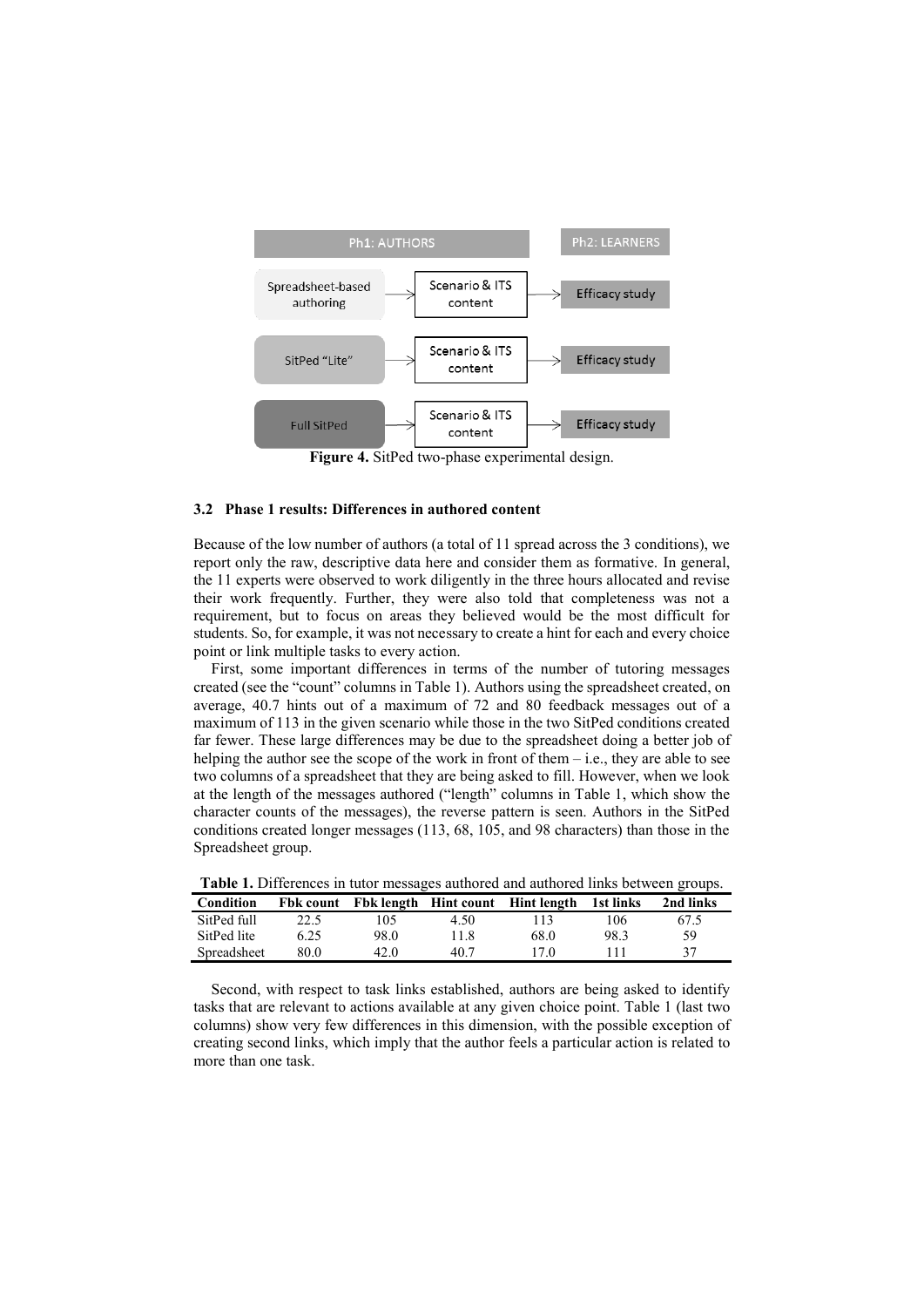| Ph1: AUTHORS | | Ph2: LEARNERS |
| --- | --- | --- |
| Spreadsheet-based authoring | Scenario & ITS content | Efficacy study |
| SitPed "Lite" | Scenario & ITS content | Efficacy study |
| Full SitPed | Scenario & ITS content | Efficacy study |

**Figure 4.** SitPed two-phase experimental design.

### 3.2 Phase 1 results: Differences in authored content

Because of the low number of authors (a total of 11 spread across the 3 conditions), we report only the raw, descriptive data here and consider them as formative. In general, the 11 experts were observed to work diligently in the three hours allocated and revise their work frequently. Further, they were also told that completeness was not a requirement, but to focus on areas they believed would be the most difficult for students. So, for example, it was not necessary to create a hint for each and every choice point or link multiple tasks to every action.

First, some important differences in terms of the number of tutoring messages created (see the "count" columns in Table 1). Authors using the spreadsheet created, on average, 40.7 hints out of a maximum of 72 and 80 feedback messages out of a maximum of 113 in the given scenario while those in the two SitPed conditions created far fewer. These large differences may be due to the spreadsheet doing a better job of helping the author see the scope of the work in front of them – i.e., they are able to see two columns of a spreadsheet that they are being asked to fill. However, when we look at the length of the messages authored ("length" columns in Table 1, which show the character counts of the messages), the reverse pattern is seen. Authors in the SitPed conditions created longer messages (113, 68, 105, and 98 characters) than those in the Spreadsheet group.

**Table 1.** Differences in tutor messages authored and authored links between groups.

| Condition | Fbk count | Fbk length | Hint count | Hint length | 1st links | 2nd links |
| --- | --- | --- | --- | --- | --- | --- |
| SitPed full | 22.5 | 105 | 4.50 | 113 | 106 | 67.5 |
| SitPed lite | 6.25 | 98.0 | 11.8 | 68.0 | 98.3 | 59 |
| Spreadsheet | 80.0 | 42.0 | 40.7 | 17.0 | 111 | 37 |

Second, with respect to task links established, authors are being asked to identify tasks that are relevant to actions available at any given choice point. Table 1 (last two columns) show very few differences in this dimension, with the possible exception of creating second links, which imply that the author feels a particular action is related to more than one task.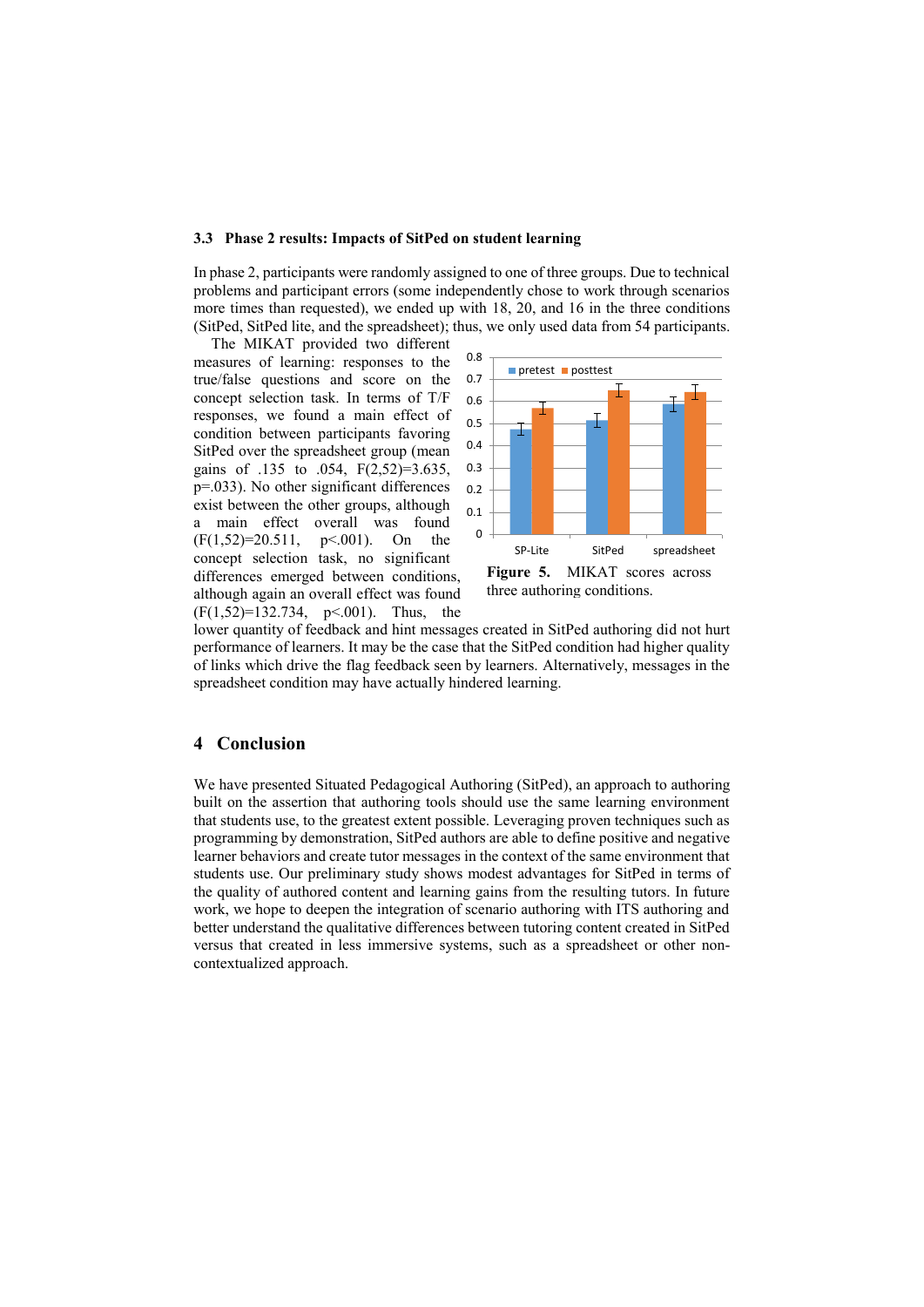### 3.3 Phase 2 results: Impacts of SitPed on student learning

In phase 2, participants were randomly assigned to one of three groups. Due to technical problems and participant errors (some independently chose to work through scenarios more times than requested), we ended up with 18, 20, and 16 in the three conditions (SitPed, SitPed lite, and the spreadsheet); thus, we only used data from 54 participants.

The MIKAT provided two different measures of learning: responses to the true/false questions and score on the concept selection task. In terms of T/F responses, we found a main effect of condition between participants favoring SitPed over the spreadsheet group (mean gains of .135 to .054, $F(2,52)=3.635$, $p=.033$). No other significant differences exist between the other groups, although a main effect overall was found ($F(1,52)=20.511$, $p<.001$). On the concept selection task, no significant differences emerged between conditions, although again an overall effect was found ($F(1,52)=132.734$, $p<.001$). Thus, the lower quantity of feedback and hint messages created in SitPed authoring did not hurt performance of learners. It may be the case that the SitPed condition had higher quality of links which drive the flag feedback seen by learners. Alternatively, messages in the spreadsheet condition may have actually hindered learning.

**Figure 5.** MIKAT scores across three authoring conditions.

## 4 Conclusion

We have presented Situated Pedagogical Authoring (SitPed), an approach to authoring built on the assertion that authoring tools should use the same learning environment that students use, to the greatest extent possible. Leveraging proven techniques such as programming by demonstration, SitPed authors are able to define positive and negative learner behaviors and create tutor messages in the context of the same environment that students use. Our preliminary study shows modest advantages for SitPed in terms of the quality of authored content and learning gains from the resulting tutors. In future work, we hope to deepen the integration of scenario authoring with ITS authoring and better understand the qualitative differences between tutoring content created in SitPed versus that created in less immersive systems, such as a spreadsheet or other non-contextualized approach.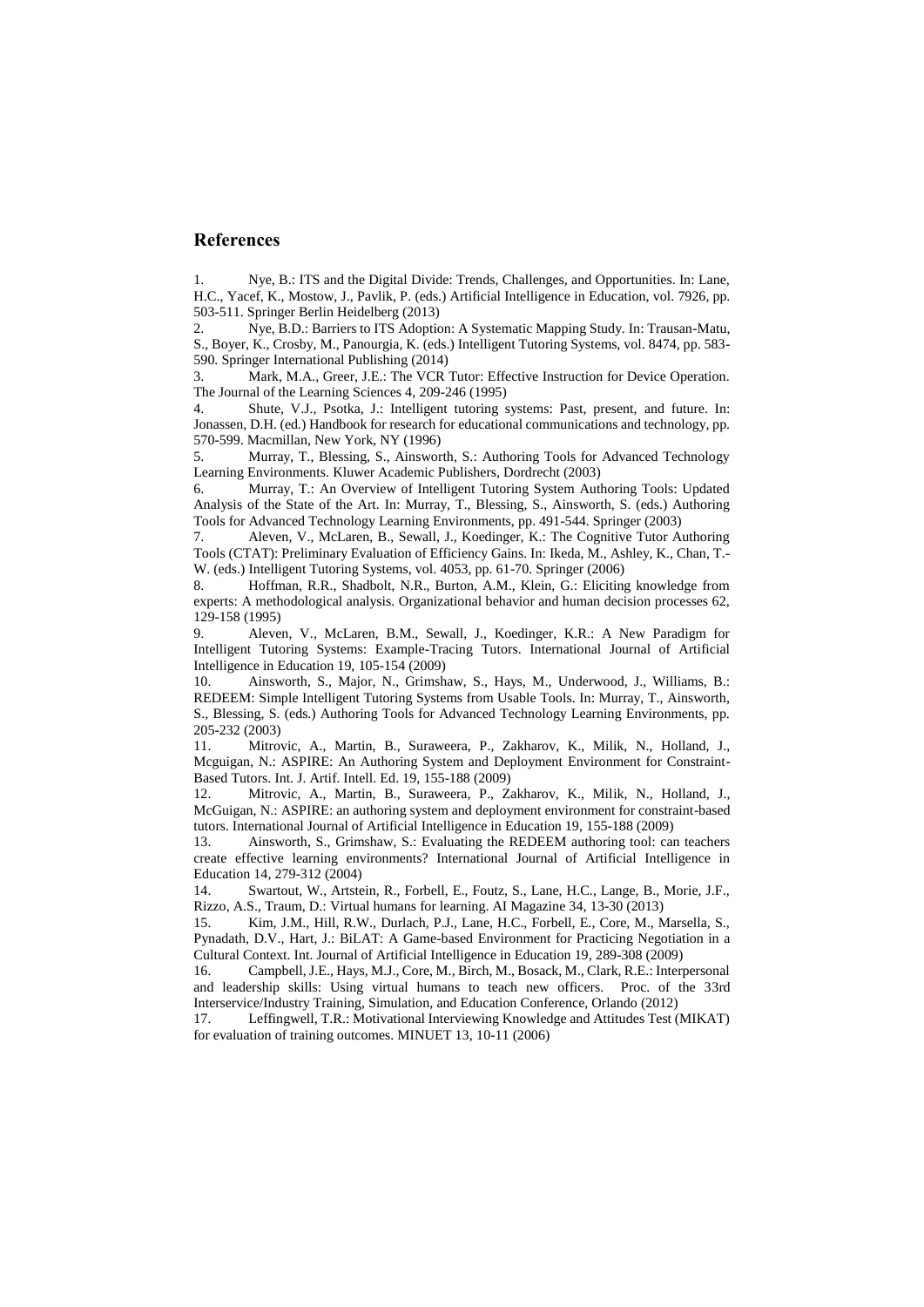## References

1. Nye, B.: ITS and the Digital Divide: Trends, Challenges, and Opportunities. In: Lane, H.C., Yacef, K., Mostow, J., Pavlik, P. (eds.) Artificial Intelligence in Education, vol. 7926, pp. 503-511. Springer Berlin Heidelberg (2013)
2. Nye, B.D.: Barriers to ITS Adoption: A Systematic Mapping Study. In: Trausan-Matu, S., Boyer, K., Crosby, M., Panourgia, K. (eds.) Intelligent Tutoring Systems, vol. 8474, pp. 583-590. Springer International Publishing (2014)
3. Mark, M.A., Greer, J.E.: The VCR Tutor: Effective Instruction for Device Operation. The Journal of the Learning Sciences 4, 209-246 (1995)
4. Shute, V.J., Psotka, J.: Intelligent tutoring systems: Past, present, and future. In: Jonassen, D.H. (ed.) Handbook for research for educational communications and technology, pp. 570-599. Macmillan, New York, NY (1996)
5. Murray, T., Blessing, S., Ainsworth, S.: Authoring Tools for Advanced Technology Learning Environments. Kluwer Academic Publishers, Dordrecht (2003)
6. Murray, T.: An Overview of Intelligent Tutoring System Authoring Tools: Updated Analysis of the State of the Art. In: Murray, T., Blessing, S., Ainsworth, S. (eds.) Authoring Tools for Advanced Technology Learning Environments, pp. 491-544. Springer (2003)
7. Aleven, V., McLaren, B., Sewall, J., Koedinger, K.: The Cognitive Tutor Authoring Tools (CTAT): Preliminary Evaluation of Efficiency Gains. In: Ikeda, M., Ashley, K., Chan, T.-W. (eds.) Intelligent Tutoring Systems, vol. 4053, pp. 61-70. Springer (2006)
8. Hoffman, R.R., Shadbolt, N.R., Burton, A.M., Klein, G.: Eliciting knowledge from experts: A methodological analysis. Organizational behavior and human decision processes 62, 129-158 (1995)
9. Aleven, V., McLaren, B.M., Sewall, J., Koedinger, K.R.: A New Paradigm for Intelligent Tutoring Systems: Example-Tracing Tutors. International Journal of Artificial Intelligence in Education 19, 105-154 (2009)
10. Ainsworth, S., Major, N., Grimshaw, S., Hays, M., Underwood, J., Williams, B.: REDEEM: Simple Intelligent Tutoring Systems from Usable Tools. In: Murray, T., Ainsworth, S., Blessing, S. (eds.) Authoring Tools for Advanced Technology Learning Environments, pp. 205-232 (2003)
11. Mitrovic, A., Martin, B., Suraweera, P., Zakharov, K., Milik, N., Holland, J., Mcguigan, N.: ASPIRE: An Authoring System and Deployment Environment for Constraint-Based Tutors. Int. J. Artif. Intell. Ed. 19, 155-188 (2009)
12. Mitrovic, A., Martin, B., Suraweera, P., Zakharov, K., Milik, N., Holland, J., McGuigan, N.: ASPIRE: an authoring system and deployment environment for constraint-based tutors. International Journal of Artificial Intelligence in Education 19, 155-188 (2009)
13. Ainsworth, S., Grimshaw, S.: Evaluating the REDEEM authoring tool: can teachers create effective learning environments? International Journal of Artificial Intelligence in Education 14, 279-312 (2004)
14. Swartout, W., Artstein, R., Forbell, E., Foutz, S., Lane, H.C., Lange, B., Morie, J.F., Rizzo, A.S., Traum, D.: Virtual humans for learning. AI Magazine 34, 13-30 (2013)
15. Kim, J.M., Hill, R.W., Durlach, P.J., Lane, H.C., Forbell, E., Core, M., Marsella, S., Pynadath, D.V., Hart, J.: BiLAT: A Game-based Environment for Practicing Negotiation in a Cultural Context. Int. Journal of Artificial Intelligence in Education 19, 289-308 (2009)
16. Campbell, J.E., Hays, M.J., Core, M., Birch, M., Bosack, M., Clark, R.E.: Interpersonal and leadership skills: Using virtual humans to teach new officers. Proc. of the 33rd Interservice/Industry Training, Simulation, and Education Conference, Orlando (2012)
17. Leffingwell, T.R.: Motivational Interviewing Knowledge and Attitudes Test (MIKAT) for evaluation of training outcomes. MINUET 13, 10-11 (2006)